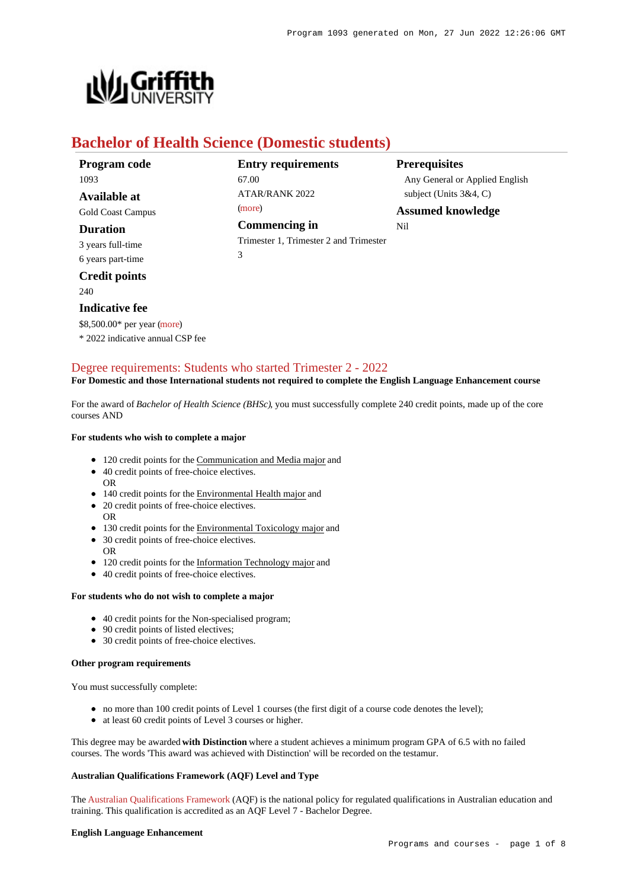# Bachelor of Health Science (Domestic students)

**Program code**
1093

**Available at**
Gold Coast Campus

**Duration**
3 years full-time
6 years part-time

**Credit points**
240

**Indicative fee**
$8,500.00* per year (more)
* 2022 indicative annual CSP fee

**Entry requirements**
67.00
ATAR/RANK 2022
(more)

**Commencing in**
Trimester 1, Trimester 2 and Trimester 3

**Prerequisites**
Any General or Applied English subject (Units 3&4, C)

**Assumed knowledge**
Nil

## Degree requirements: Students who started Trimester 2 - 2022

**For Domestic and those International students not required to complete the English Language Enhancement course**

For the award of *Bachelor of Health Science (BHSc)*, you must successfully complete 240 credit points, made up of the core courses AND

**For students who wish to complete a major**

- 120 credit points for the Communication and Media major and
- 40 credit points of free-choice electives.
  OR
- 140 credit points for the Environmental Health major and
- 20 credit points of free-choice electives.
  OR
- 130 credit points for the Environmental Toxicology major and
- 30 credit points of free-choice electives.
  OR
- 120 credit points for the Information Technology major and
- 40 credit points of free-choice electives.

**For students who do not wish to complete a major**

- 40 credit points for the Non-specialised program;
- 90 credit points of listed electives;
- 30 credit points of free-choice electives.

**Other program requirements**

You must successfully complete:

- no more than 100 credit points of Level 1 courses (the first digit of a course code denotes the level);
- at least 60 credit points of Level 3 courses or higher.

This degree may be awarded **with Distinction** where a student achieves a minimum program GPA of 6.5 with no failed courses. The words 'This award was achieved with Distinction' will be recorded on the testamur.

**Australian Qualifications Framework (AQF) Level and Type**

The Australian Qualifications Framework (AQF) is the national policy for regulated qualifications in Australian education and training. This qualification is accredited as an AQF Level 7 - Bachelor Degree.

**English Language Enhancement**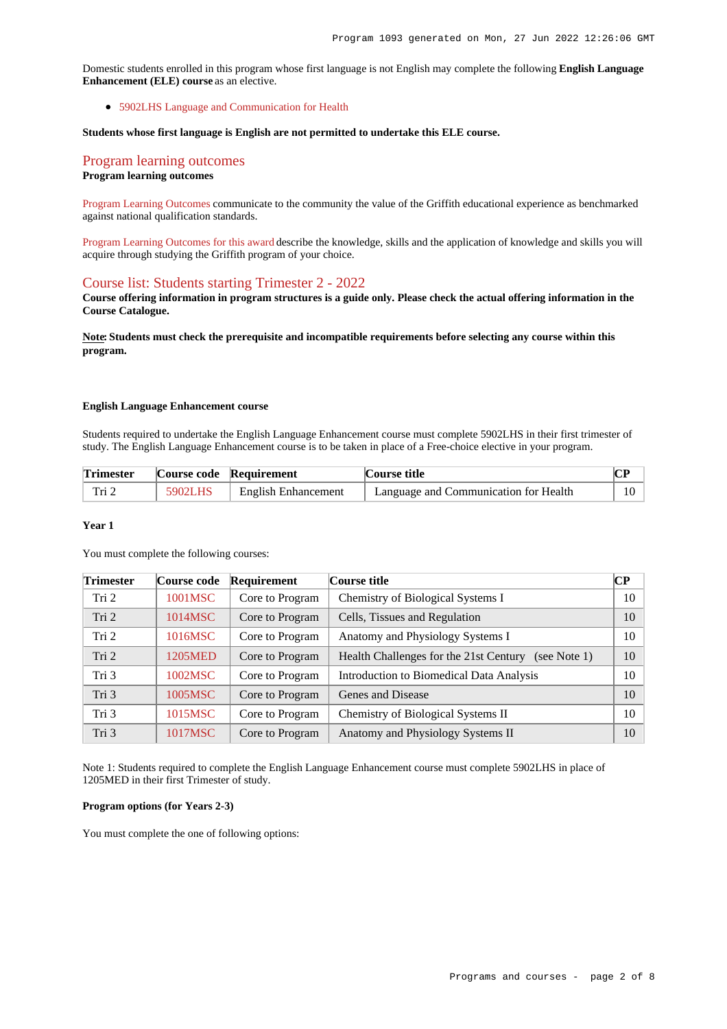Domestic students enrolled in this program whose first language is not English may complete the following **English Language Enhancement (ELE) course** as an elective.

- 5902LHS Language and Communication for Health

**Students whose first language is English are not permitted to undertake this ELE course.**

## Program learning outcomes

**Program learning outcomes**

Program Learning Outcomes communicate to the community the value of the Griffith educational experience as benchmarked against national qualification standards.

Program Learning Outcomes for this award describe the knowledge, skills and the application of knowledge and skills you will acquire through studying the Griffith program of your choice.

## Course list: Students starting Trimester 2 - 2022

**Course offering information in program structures is a guide only. Please check the actual offering information in the Course Catalogue.**

**Note: Students must check the prerequisite and incompatible requirements before selecting any course within this program.**

**English Language Enhancement course**

Students required to undertake the English Language Enhancement course must complete 5902LHS in their first trimester of study. The English Language Enhancement course is to be taken in place of a Free-choice elective in your program.

| Trimester | Course code | Requirement | Course title | CP |
|---|---|---|---|---|
| Tri 2 | 5902LHS | English Enhancement | Language and Communication for Health | 10 |

**Year 1**

You must complete the following courses:

| Trimester | Course code | Requirement | Course title | CP |
|---|---|---|---|---|
| Tri 2 | 1001MSC | Core to Program | Chemistry of Biological Systems I | 10 |
| Tri 2 | 1014MSC | Core to Program | Cells, Tissues and Regulation | 10 |
| Tri 2 | 1016MSC | Core to Program | Anatomy and Physiology Systems I | 10 |
| Tri 2 | 1205MED | Core to Program | Health Challenges for the 21st Century (see Note 1) | 10 |
| Tri 3 | 1002MSC | Core to Program | Introduction to Biomedical Data Analysis | 10 |
| Tri 3 | 1005MSC | Core to Program | Genes and Disease | 10 |
| Tri 3 | 1015MSC | Core to Program | Chemistry of Biological Systems II | 10 |
| Tri 3 | 1017MSC | Core to Program | Anatomy and Physiology Systems II | 10 |

Note 1: Students required to complete the English Language Enhancement course must complete 5902LHS in place of 1205MED in their first Trimester of study.

**Program options (for Years 2-3)**

You must complete the one of following options: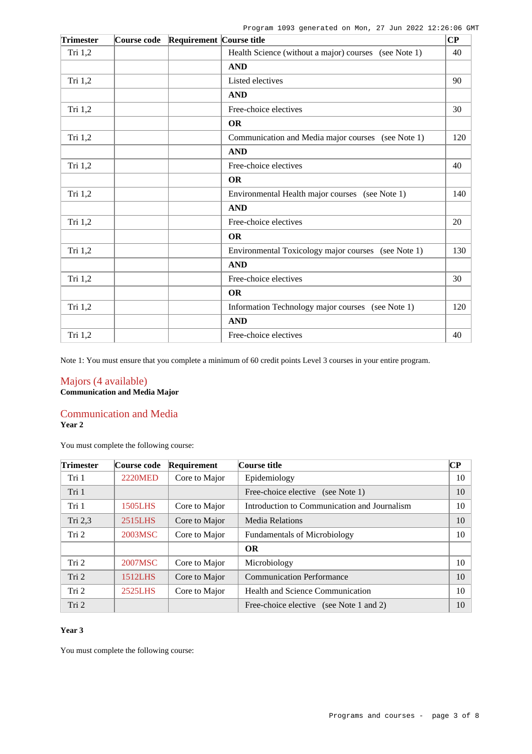| Trimester | Course code | Requirement | Course title | CP |
|---|---|---|---|---|
| Tri 1,2 | | | Health Science (without a major) courses (see Note 1) | 40 |
| | | | **AND** | |
| Tri 1,2 | | | Listed electives | 90 |
| | | | **AND** | |
| Tri 1,2 | | | Free-choice electives | 30 |
| | | | **OR** | |
| Tri 1,2 | | | Communication and Media major courses (see Note 1) | 120 |
| | | | **AND** | |
| Tri 1,2 | | | Free-choice electives | 40 |
| | | | **OR** | |
| Tri 1,2 | | | Environmental Health major courses (see Note 1) | 140 |
| | | | **AND** | |
| Tri 1,2 | | | Free-choice electives | 20 |
| | | | **OR** | |
| Tri 1,2 | | | Environmental Toxicology major courses (see Note 1) | 130 |
| | | | **AND** | |
| Tri 1,2 | | | Free-choice electives | 30 |
| | | | **OR** | |
| Tri 1,2 | | | Information Technology major courses (see Note 1) | 120 |
| | | | **AND** | |
| Tri 1,2 | | | Free-choice electives | 40 |

Note 1: You must ensure that you complete a minimum of 60 credit points Level 3 courses in your entire program.

## Majors (4 available)

**Communication and Media Major**

## Communication and Media

**Year 2**

You must complete the following course:

| Trimester | Course code | Requirement | Course title | CP |
|---|---|---|---|---|
| Tri 1 | 2220MED | Core to Major | Epidemiology | 10 |
| Tri 1 | | | Free-choice elective (see Note 1) | 10 |
| Tri 1 | 1505LHS | Core to Major | Introduction to Communication and Journalism | 10 |
| Tri 2,3 | 2515LHS | Core to Major | Media Relations | 10 |
| Tri 2 | 2003MSC | Core to Major | Fundamentals of Microbiology | 10 |
| | | | **OR** | |
| Tri 2 | 2007MSC | Core to Major | Microbiology | 10 |
| Tri 2 | 1512LHS | Core to Major | Communication Performance | 10 |
| Tri 2 | 2525LHS | Core to Major | Health and Science Communication | 10 |
| Tri 2 | | | Free-choice elective (see Note 1 and 2) | 10 |

**Year 3**

You must complete the following course: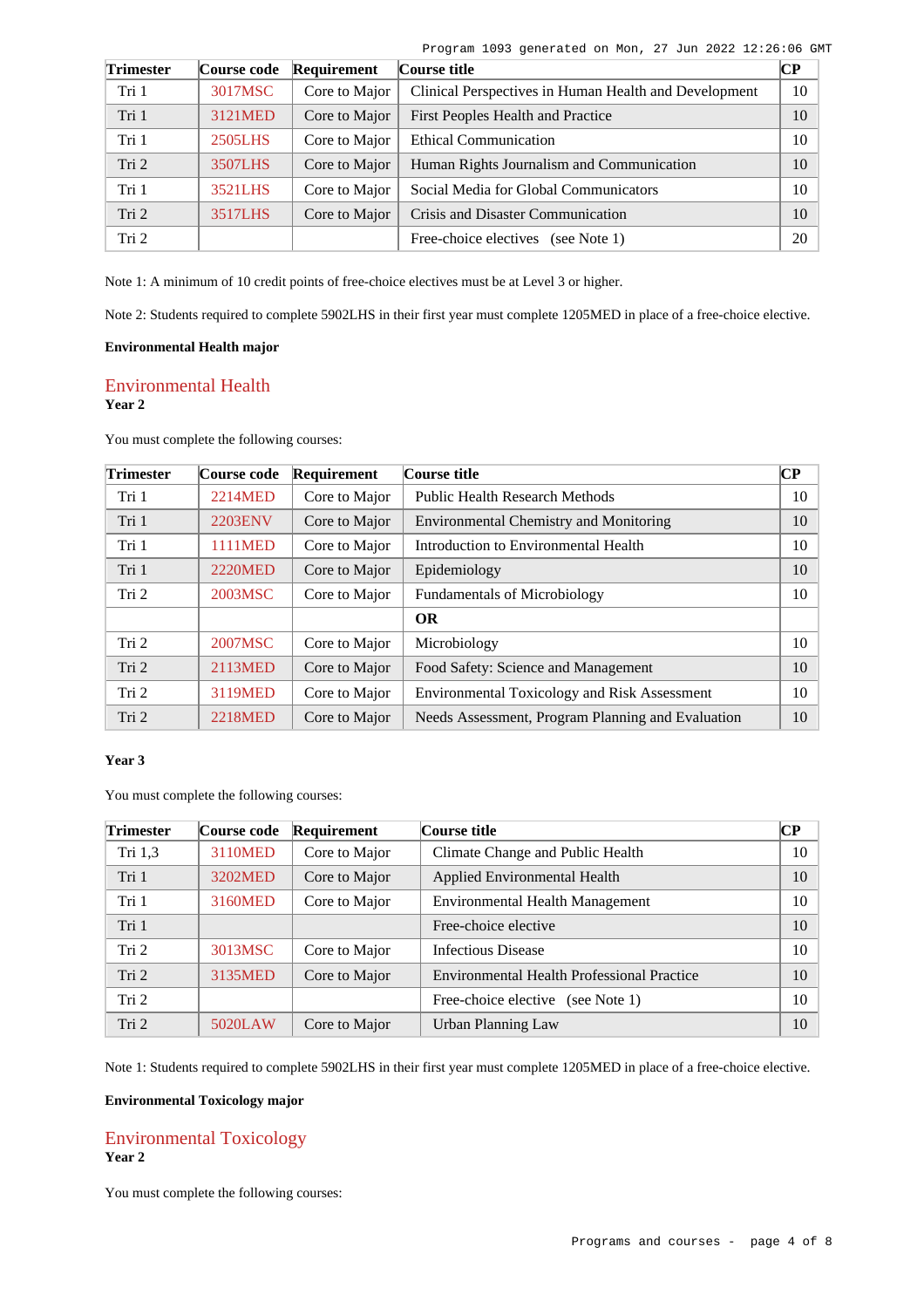| Trimester | Course code | Requirement | Course title | CP |
|---|---|---|---|---|
| Tri 1 | 3017MSC | Core to Major | Clinical Perspectives in Human Health and Development | 10 |
| Tri 1 | 3121MED | Core to Major | First Peoples Health and Practice | 10 |
| Tri 1 | 2505LHS | Core to Major | Ethical Communication | 10 |
| Tri 2 | 3507LHS | Core to Major | Human Rights Journalism and Communication | 10 |
| Tri 1 | 3521LHS | Core to Major | Social Media for Global Communicators | 10 |
| Tri 2 | 3517LHS | Core to Major | Crisis and Disaster Communication | 10 |
| Tri 2 | | | Free-choice electives (see Note 1) | 20 |

Note 1: A minimum of 10 credit points of free-choice electives must be at Level 3 or higher.

Note 2: Students required to complete 5902LHS in their first year must complete 1205MED in place of a free-choice elective.

**Environmental Health major**

## Environmental Health

**Year 2**

You must complete the following courses:

| Trimester | Course code | Requirement | Course title | CP |
|---|---|---|---|---|
| Tri 1 | 2214MED | Core to Major | Public Health Research Methods | 10 |
| Tri 1 | 2203ENV | Core to Major | Environmental Chemistry and Monitoring | 10 |
| Tri 1 | 1111MED | Core to Major | Introduction to Environmental Health | 10 |
| Tri 1 | 2220MED | Core to Major | Epidemiology | 10 |
| Tri 2 | 2003MSC | Core to Major | Fundamentals of Microbiology | 10 |
| | | | **OR** | |
| Tri 2 | 2007MSC | Core to Major | Microbiology | 10 |
| Tri 2 | 2113MED | Core to Major | Food Safety: Science and Management | 10 |
| Tri 2 | 3119MED | Core to Major | Environmental Toxicology and Risk Assessment | 10 |
| Tri 2 | 2218MED | Core to Major | Needs Assessment, Program Planning and Evaluation | 10 |

**Year 3**

You must complete the following courses:

| Trimester | Course code | Requirement | Course title | CP |
|---|---|---|---|---|
| Tri 1,3 | 3110MED | Core to Major | Climate Change and Public Health | 10 |
| Tri 1 | 3202MED | Core to Major | Applied Environmental Health | 10 |
| Tri 1 | 3160MED | Core to Major | Environmental Health Management | 10 |
| Tri 1 | | | Free-choice elective | 10 |
| Tri 2 | 3013MSC | Core to Major | Infectious Disease | 10 |
| Tri 2 | 3135MED | Core to Major | Environmental Health Professional Practice | 10 |
| Tri 2 | | | Free-choice elective (see Note 1) | 10 |
| Tri 2 | 5020LAW | Core to Major | Urban Planning Law | 10 |

Note 1: Students required to complete 5902LHS in their first year must complete 1205MED in place of a free-choice elective.

**Environmental Toxicology major**

## Environmental Toxicology

**Year 2**

You must complete the following courses: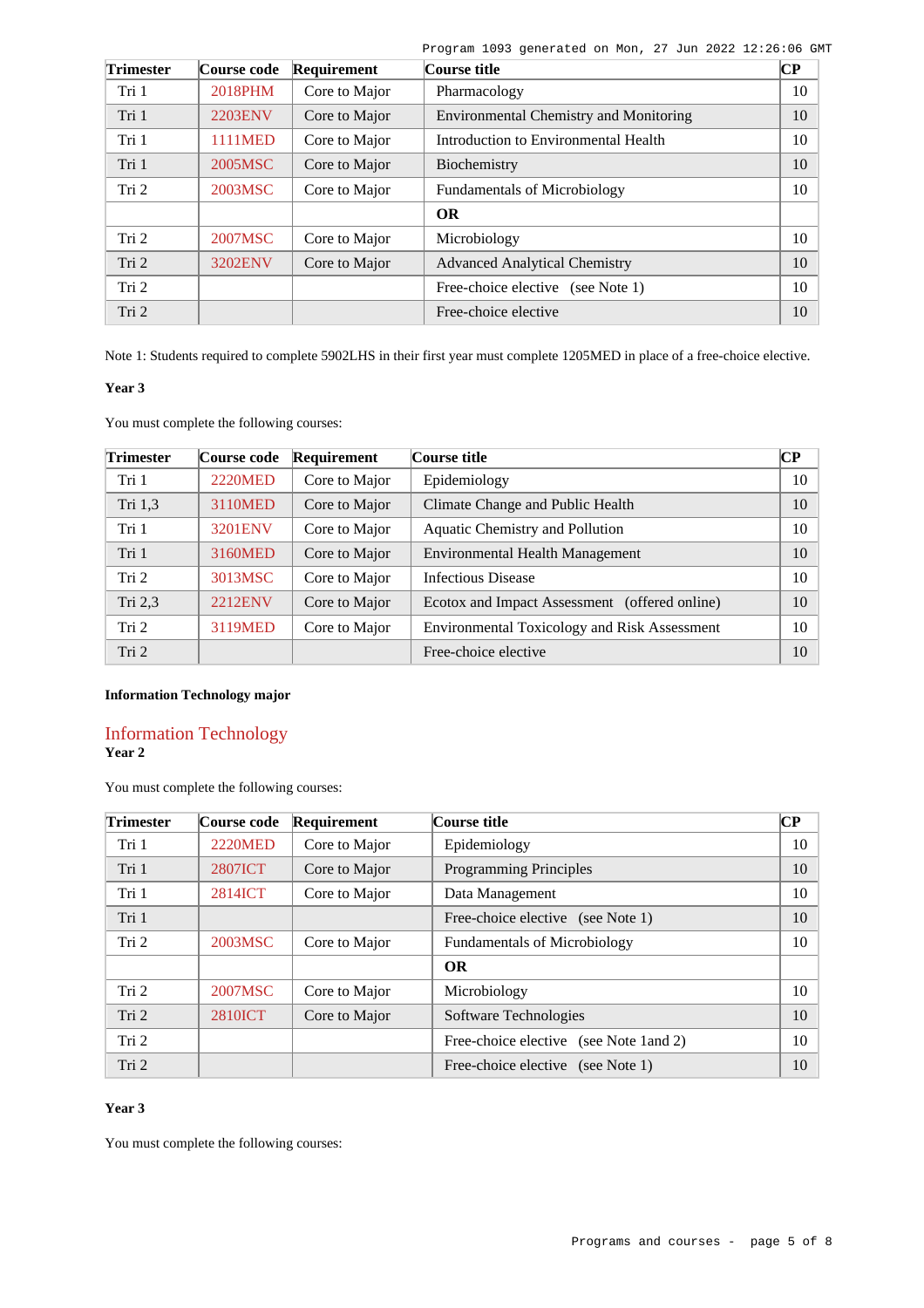| Trimester | Course code | Requirement | Course title | CP |
|---|---|---|---|---|
| Tri 1 | 2018PHM | Core to Major | Pharmacology | 10 |
| Tri 1 | 2203ENV | Core to Major | Environmental Chemistry and Monitoring | 10 |
| Tri 1 | 1111MED | Core to Major | Introduction to Environmental Health | 10 |
| Tri 1 | 2005MSC | Core to Major | Biochemistry | 10 |
| Tri 2 | 2003MSC | Core to Major | Fundamentals of Microbiology | 10 |
| | | | **OR** | |
| Tri 2 | 2007MSC | Core to Major | Microbiology | 10 |
| Tri 2 | 3202ENV | Core to Major | Advanced Analytical Chemistry | 10 |
| Tri 2 | | | Free-choice elective (see Note 1) | 10 |
| Tri 2 | | | Free-choice elective | 10 |

Note 1: Students required to complete 5902LHS in their first year must complete 1205MED in place of a free-choice elective.

**Year 3**

You must complete the following courses:

| Trimester | Course code | Requirement | Course title | CP |
|---|---|---|---|---|
| Tri 1 | 2220MED | Core to Major | Epidemiology | 10 |
| Tri 1,3 | 3110MED | Core to Major | Climate Change and Public Health | 10 |
| Tri 1 | 3201ENV | Core to Major | Aquatic Chemistry and Pollution | 10 |
| Tri 1 | 3160MED | Core to Major | Environmental Health Management | 10 |
| Tri 2 | 3013MSC | Core to Major | Infectious Disease | 10 |
| Tri 2,3 | 2212ENV | Core to Major | Ecotox and Impact Assessment (offered online) | 10 |
| Tri 2 | 3119MED | Core to Major | Environmental Toxicology and Risk Assessment | 10 |
| Tri 2 | | | Free-choice elective | 10 |

**Information Technology major**

## Information Technology

**Year 2**

You must complete the following courses:

| Trimester | Course code | Requirement | Course title | CP |
|---|---|---|---|---|
| Tri 1 | 2220MED | Core to Major | Epidemiology | 10 |
| Tri 1 | 2807ICT | Core to Major | Programming Principles | 10 |
| Tri 1 | 2814ICT | Core to Major | Data Management | 10 |
| Tri 1 | | | Free-choice elective (see Note 1) | 10 |
| Tri 2 | 2003MSC | Core to Major | Fundamentals of Microbiology | 10 |
| | | | **OR** | |
| Tri 2 | 2007MSC | Core to Major | Microbiology | 10 |
| Tri 2 | 2810ICT | Core to Major | Software Technologies | 10 |
| Tri 2 | | | Free-choice elective (see Note 1and 2) | 10 |
| Tri 2 | | | Free-choice elective (see Note 1) | 10 |

**Year 3**

You must complete the following courses: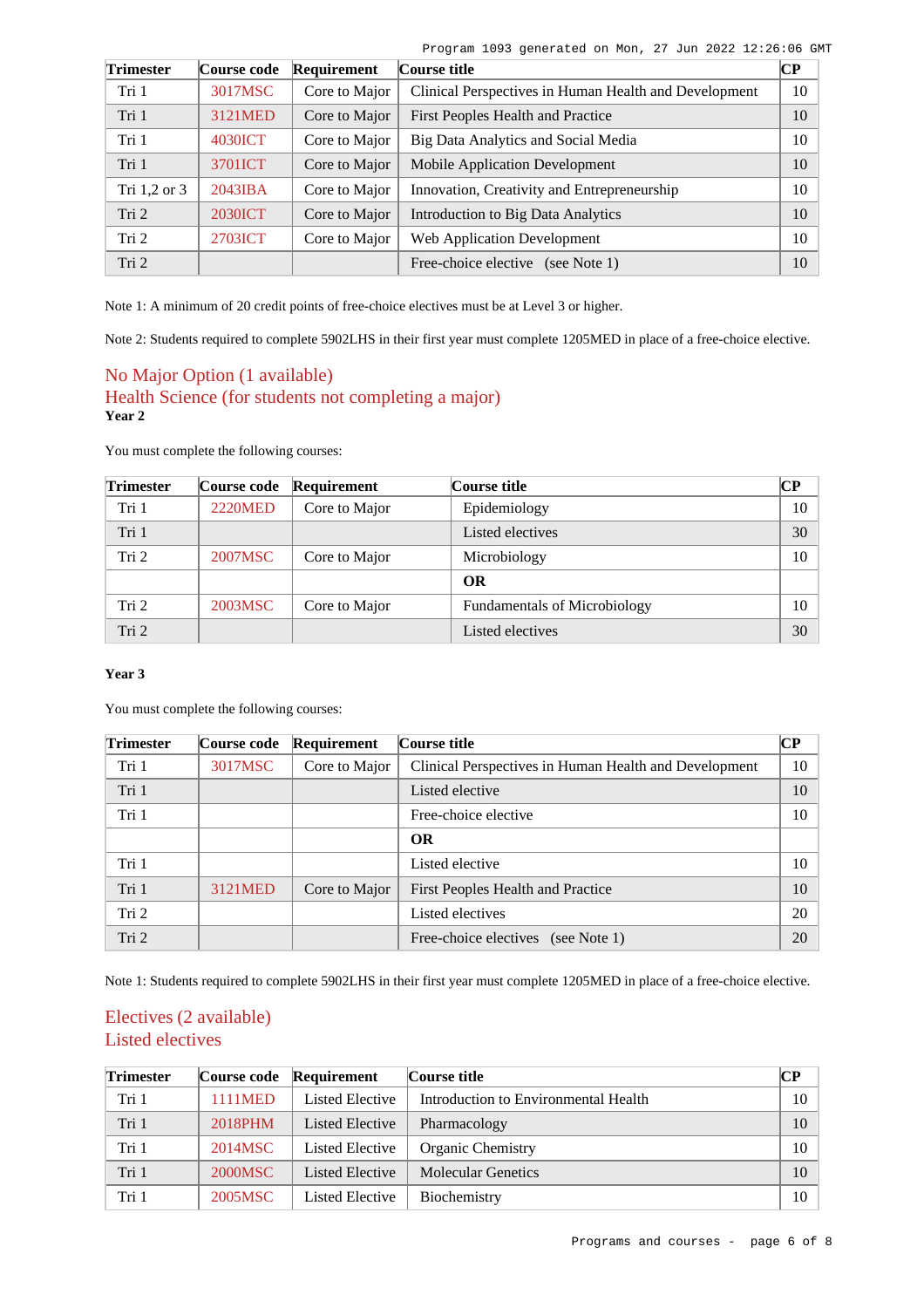| Trimester | Course code | Requirement | Course title | CP |
|---|---|---|---|---|
| Tri 1 | 3017MSC | Core to Major | Clinical Perspectives in Human Health and Development | 10 |
| Tri 1 | 3121MED | Core to Major | First Peoples Health and Practice | 10 |
| Tri 1 | 4030ICT | Core to Major | Big Data Analytics and Social Media | 10 |
| Tri 1 | 3701ICT | Core to Major | Mobile Application Development | 10 |
| Tri 1,2 or 3 | 2043IBA | Core to Major | Innovation, Creativity and Entrepreneurship | 10 |
| Tri 2 | 2030ICT | Core to Major | Introduction to Big Data Analytics | 10 |
| Tri 2 | 2703ICT | Core to Major | Web Application Development | 10 |
| Tri 2 | | | Free-choice elective (see Note 1) | 10 |

Note 1: A minimum of 20 credit points of free-choice electives must be at Level 3 or higher.

Note 2: Students required to complete 5902LHS in their first year must complete 1205MED in place of a free-choice elective.

## No Major Option (1 available)

## Health Science (for students not completing a major)

**Year 2**

You must complete the following courses:

| Trimester | Course code | Requirement | Course title | CP |
|---|---|---|---|---|
| Tri 1 | 2220MED | Core to Major | Epidemiology | 10 |
| Tri 1 | | | Listed electives | 30 |
| Tri 2 | 2007MSC | Core to Major | Microbiology | 10 |
| | | | **OR** | |
| Tri 2 | 2003MSC | Core to Major | Fundamentals of Microbiology | 10 |
| Tri 2 | | | Listed electives | 30 |

**Year 3**

You must complete the following courses:

| Trimester | Course code | Requirement | Course title | CP |
|---|---|---|---|---|
| Tri 1 | 3017MSC | Core to Major | Clinical Perspectives in Human Health and Development | 10 |
| Tri 1 | | | Listed elective | 10 |
| Tri 1 | | | Free-choice elective | 10 |
| | | | **OR** | |
| Tri 1 | | | Listed elective | 10 |
| Tri 1 | 3121MED | Core to Major | First Peoples Health and Practice | 10 |
| Tri 2 | | | Listed electives | 20 |
| Tri 2 | | | Free-choice electives (see Note 1) | 20 |

Note 1: Students required to complete 5902LHS in their first year must complete 1205MED in place of a free-choice elective.

## Electives (2 available)

## Listed electives

| Trimester | Course code | Requirement | Course title | CP |
|---|---|---|---|---|
| Tri 1 | 1111MED | Listed Elective | Introduction to Environmental Health | 10 |
| Tri 1 | 2018PHM | Listed Elective | Pharmacology | 10 |
| Tri 1 | 2014MSC | Listed Elective | Organic Chemistry | 10 |
| Tri 1 | 2000MSC | Listed Elective | Molecular Genetics | 10 |
| Tri 1 | 2005MSC | Listed Elective | Biochemistry | 10 |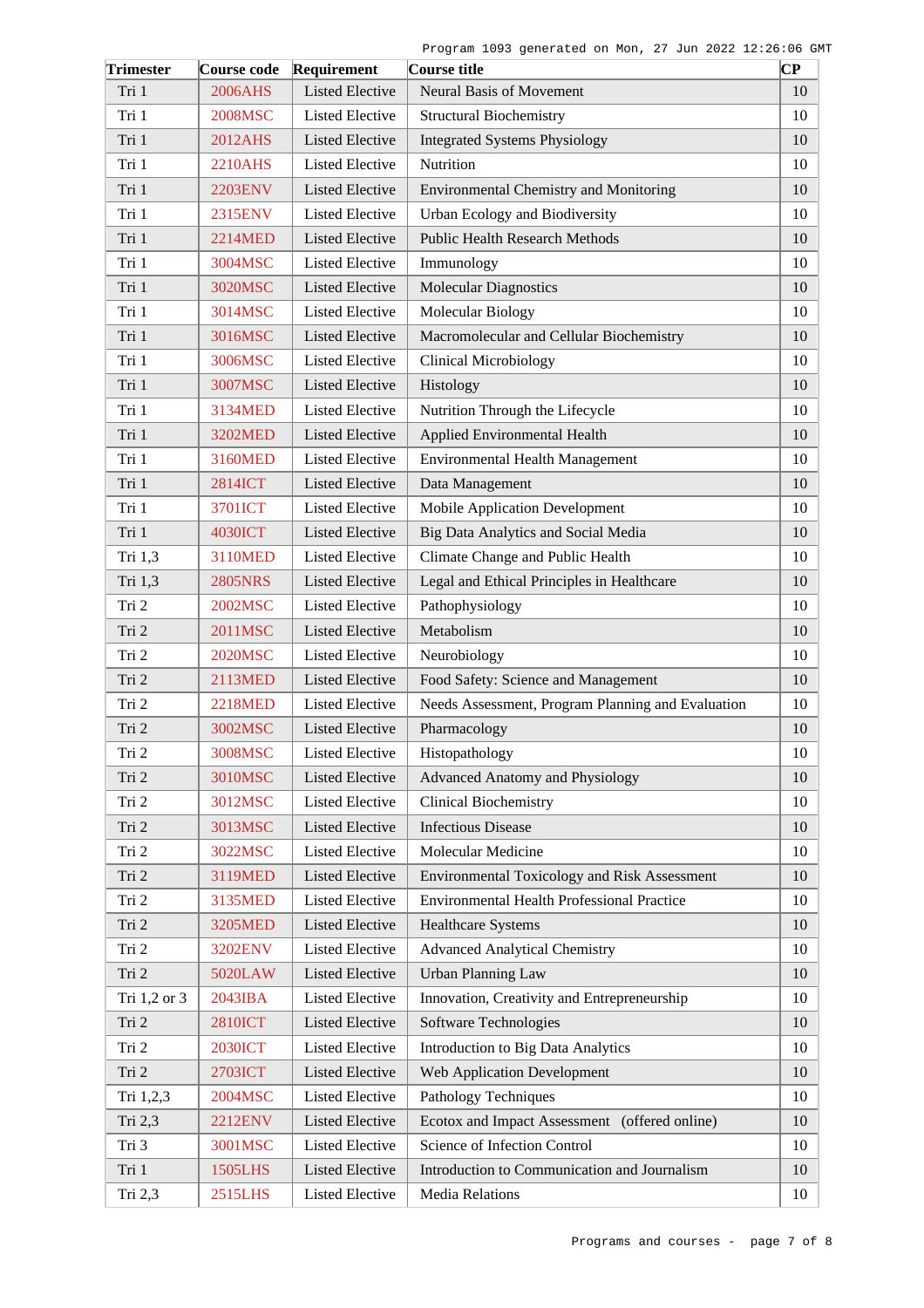| Trimester | Course code | Requirement | Course title | CP |
|---|---|---|---|---|
| Tri 1 | 2006AHS | Listed Elective | Neural Basis of Movement | 10 |
| Tri 1 | 2008MSC | Listed Elective | Structural Biochemistry | 10 |
| Tri 1 | 2012AHS | Listed Elective | Integrated Systems Physiology | 10 |
| Tri 1 | 2210AHS | Listed Elective | Nutrition | 10 |
| Tri 1 | 2203ENV | Listed Elective | Environmental Chemistry and Monitoring | 10 |
| Tri 1 | 2315ENV | Listed Elective | Urban Ecology and Biodiversity | 10 |
| Tri 1 | 2214MED | Listed Elective | Public Health Research Methods | 10 |
| Tri 1 | 3004MSC | Listed Elective | Immunology | 10 |
| Tri 1 | 3020MSC | Listed Elective | Molecular Diagnostics | 10 |
| Tri 1 | 3014MSC | Listed Elective | Molecular Biology | 10 |
| Tri 1 | 3016MSC | Listed Elective | Macromolecular and Cellular Biochemistry | 10 |
| Tri 1 | 3006MSC | Listed Elective | Clinical Microbiology | 10 |
| Tri 1 | 3007MSC | Listed Elective | Histology | 10 |
| Tri 1 | 3134MED | Listed Elective | Nutrition Through the Lifecycle | 10 |
| Tri 1 | 3202MED | Listed Elective | Applied Environmental Health | 10 |
| Tri 1 | 3160MED | Listed Elective | Environmental Health Management | 10 |
| Tri 1 | 2814ICT | Listed Elective | Data Management | 10 |
| Tri 1 | 3701ICT | Listed Elective | Mobile Application Development | 10 |
| Tri 1 | 4030ICT | Listed Elective | Big Data Analytics and Social Media | 10 |
| Tri 1,3 | 3110MED | Listed Elective | Climate Change and Public Health | 10 |
| Tri 1,3 | 2805NRS | Listed Elective | Legal and Ethical Principles in Healthcare | 10 |
| Tri 2 | 2002MSC | Listed Elective | Pathophysiology | 10 |
| Tri 2 | 2011MSC | Listed Elective | Metabolism | 10 |
| Tri 2 | 2020MSC | Listed Elective | Neurobiology | 10 |
| Tri 2 | 2113MED | Listed Elective | Food Safety: Science and Management | 10 |
| Tri 2 | 2218MED | Listed Elective | Needs Assessment, Program Planning and Evaluation | 10 |
| Tri 2 | 3002MSC | Listed Elective | Pharmacology | 10 |
| Tri 2 | 3008MSC | Listed Elective | Histopathology | 10 |
| Tri 2 | 3010MSC | Listed Elective | Advanced Anatomy and Physiology | 10 |
| Tri 2 | 3012MSC | Listed Elective | Clinical Biochemistry | 10 |
| Tri 2 | 3013MSC | Listed Elective | Infectious Disease | 10 |
| Tri 2 | 3022MSC | Listed Elective | Molecular Medicine | 10 |
| Tri 2 | 3119MED | Listed Elective | Environmental Toxicology and Risk Assessment | 10 |
| Tri 2 | 3135MED | Listed Elective | Environmental Health Professional Practice | 10 |
| Tri 2 | 3205MED | Listed Elective | Healthcare Systems | 10 |
| Tri 2 | 3202ENV | Listed Elective | Advanced Analytical Chemistry | 10 |
| Tri 2 | 5020LAW | Listed Elective | Urban Planning Law | 10 |
| Tri 1,2 or 3 | 2043IBA | Listed Elective | Innovation, Creativity and Entrepreneurship | 10 |
| Tri 2 | 2810ICT | Listed Elective | Software Technologies | 10 |
| Tri 2 | 2030ICT | Listed Elective | Introduction to Big Data Analytics | 10 |
| Tri 2 | 2703ICT | Listed Elective | Web Application Development | 10 |
| Tri 1,2,3 | 2004MSC | Listed Elective | Pathology Techniques | 10 |
| Tri 2,3 | 2212ENV | Listed Elective | Ecotox and Impact Assessment (offered online) | 10 |
| Tri 3 | 3001MSC | Listed Elective | Science of Infection Control | 10 |
| Tri 1 | 1505LHS | Listed Elective | Introduction to Communication and Journalism | 10 |
| Tri 2,3 | 2515LHS | Listed Elective | Media Relations | 10 |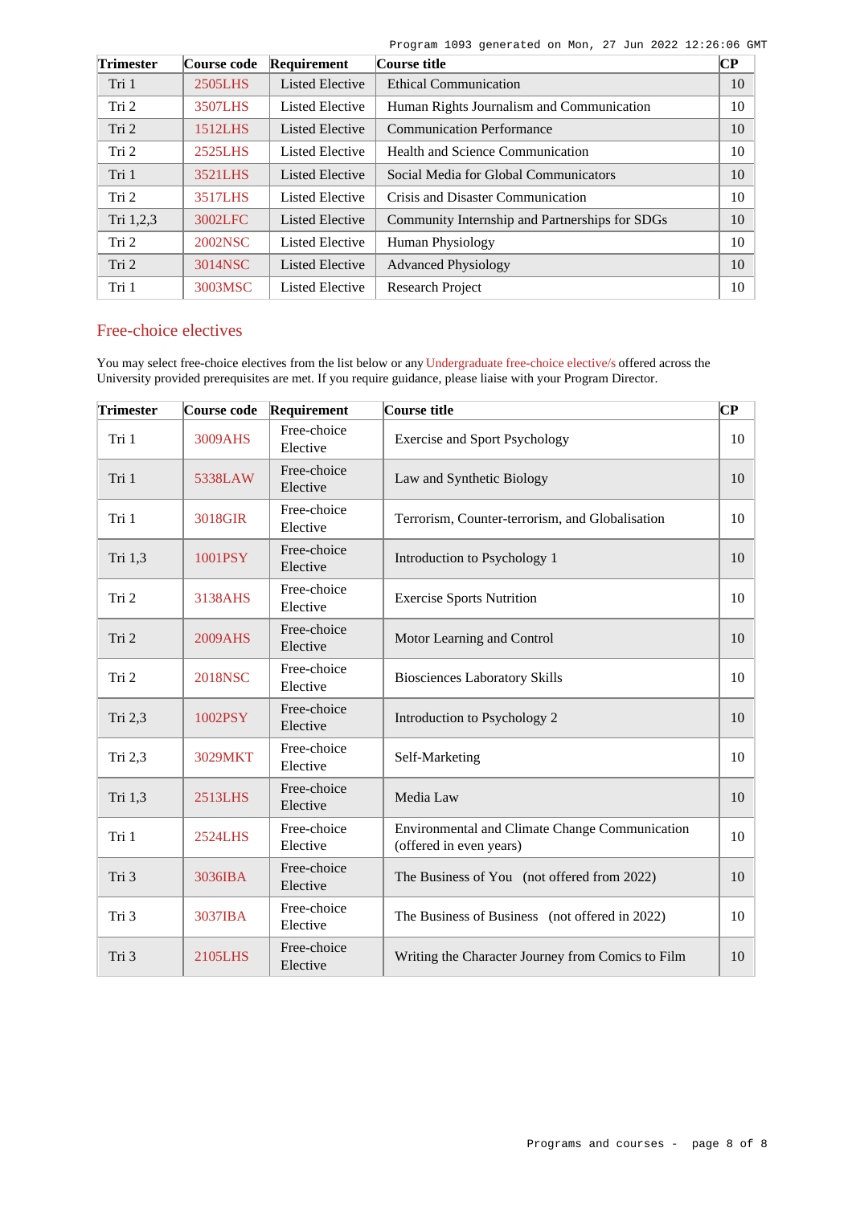| Trimester | Course code | Requirement | Course title | CP |
| --- | --- | --- | --- | --- |
| Tri 1 | 2505LHS | Listed Elective | Ethical Communication | 10 |
| Tri 2 | 3507LHS | Listed Elective | Human Rights Journalism and Communication | 10 |
| Tri 2 | 1512LHS | Listed Elective | Communication Performance | 10 |
| Tri 2 | 2525LHS | Listed Elective | Health and Science Communication | 10 |
| Tri 1 | 3521LHS | Listed Elective | Social Media for Global Communicators | 10 |
| Tri 2 | 3517LHS | Listed Elective | Crisis and Disaster Communication | 10 |
| Tri 1,2,3 | 3002LFC | Listed Elective | Community Internship and Partnerships for SDGs | 10 |
| Tri 2 | 2002NSC | Listed Elective | Human Physiology | 10 |
| Tri 2 | 3014NSC | Listed Elective | Advanced Physiology | 10 |
| Tri 1 | 3003MSC | Listed Elective | Research Project | 10 |

## Free-choice electives

You may select free-choice electives from the list below or any Undergraduate free-choice elective/s offered across the University provided prerequisites are met. If you require guidance, please liaise with your Program Director.

| Trimester | Course code | Requirement | Course title | CP |
| --- | --- | --- | --- | --- |
| Tri 1 | 3009AHS | Free-choice Elective | Exercise and Sport Psychology | 10 |
| Tri 1 | 5338LAW | Free-choice Elective | Law and Synthetic Biology | 10 |
| Tri 1 | 3018GIR | Free-choice Elective | Terrorism, Counter-terrorism, and Globalisation | 10 |
| Tri 1,3 | 1001PSY | Free-choice Elective | Introduction to Psychology 1 | 10 |
| Tri 2 | 3138AHS | Free-choice Elective | Exercise Sports Nutrition | 10 |
| Tri 2 | 2009AHS | Free-choice Elective | Motor Learning and Control | 10 |
| Tri 2 | 2018NSC | Free-choice Elective | Biosciences Laboratory Skills | 10 |
| Tri 2,3 | 1002PSY | Free-choice Elective | Introduction to Psychology 2 | 10 |
| Tri 2,3 | 3029MKT | Free-choice Elective | Self-Marketing | 10 |
| Tri 1,3 | 2513LHS | Free-choice Elective | Media Law | 10 |
| Tri 1 | 2524LHS | Free-choice Elective | Environmental and Climate Change Communication (offered in even years) | 10 |
| Tri 3 | 3036IBA | Free-choice Elective | The Business of You (not offered from 2022) | 10 |
| Tri 3 | 3037IBA | Free-choice Elective | The Business of Business (not offered in 2022) | 10 |
| Tri 3 | 2105LHS | Free-choice Elective | Writing the Character Journey from Comics to Film | 10 |